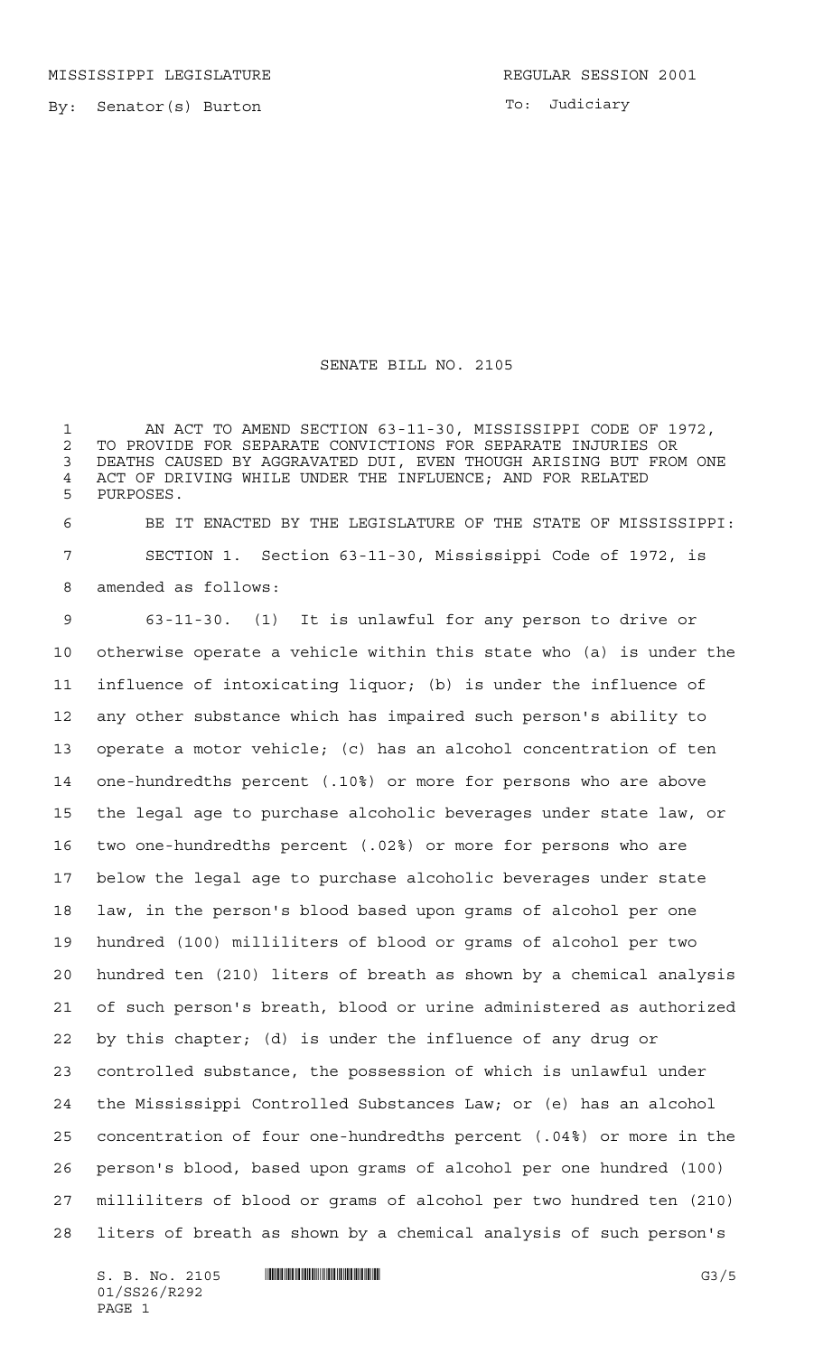MISSISSIPPI LEGISLATURE REGULAR SESSION 2001

By: Senator(s) Burton

To: Judiciary

# SENATE BILL NO. 2105

AN ACT TO AMEND SECTION 63-11-30, MISSISSIPPI CODE OF 1972, TO PROVIDE FOR SEPARATE CONVICTIONS FOR SEPARATE INJURIES OR DEATHS CAUSED BY AGGRAVATED DUI, EVEN THOUGH ARISING BUT FROM ONE ACT OF DRIVING WHILE UNDER THE INFLUENCE; AND FOR RELATED PURPOSES.

BE IT ENACTED BY THE LEGISLATURE OF THE STATE OF MISSISSIPPI:

SECTION 1. Section 63-11-30, Mississippi Code of 1972, is amended as follows:

63-11-30. (1) It is unlawful for any person to drive or otherwise operate a vehicle within this state who (a) is under the influence of intoxicating liquor; (b) is under the influence of any other substance which has impaired such person's ability to operate a motor vehicle; (c) has an alcohol concentration of ten one-hundredths percent (.10%) or more for persons who are above the legal age to purchase alcoholic beverages under state law, or two one-hundredths percent (.02%) or more for persons who are below the legal age to purchase alcoholic beverages under state law, in the person's blood based upon grams of alcohol per one hundred (100) milliliters of blood or grams of alcohol per two hundred ten (210) liters of breath as shown by a chemical analysis of such person's breath, blood or urine administered as authorized by this chapter; (d) is under the influence of any drug or controlled substance, the possession of which is unlawful under the Mississippi Controlled Substances Law; or (e) has an alcohol concentration of four one-hundredths percent (.04%) or more in the person's blood, based upon grams of alcohol per one hundred (100) milliliters of blood or grams of alcohol per two hundred ten (210) liters of breath as shown by a chemical analysis of such person's

S. B. No. 2105
01/SS26/R292
G3/5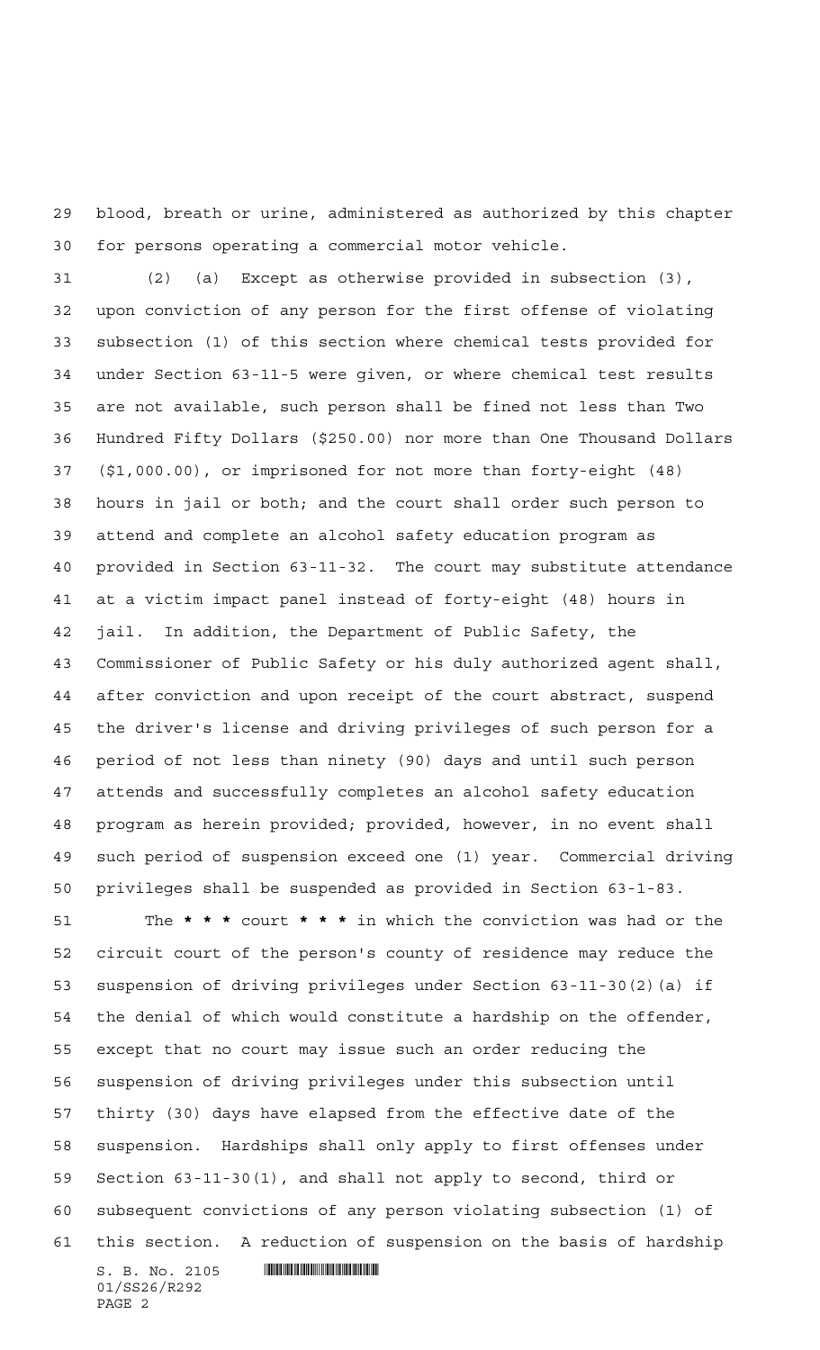blood, breath or urine, administered as authorized by this chapter for persons operating a commercial motor vehicle.

(2) (a) Except as otherwise provided in subsection (3), upon conviction of any person for the first offense of violating subsection (1) of this section where chemical tests provided for under Section 63-11-5 were given, or where chemical test results are not available, such person shall be fined not less than Two Hundred Fifty Dollars ($250.00) nor more than One Thousand Dollars ($1,000.00), or imprisoned for not more than forty-eight (48) hours in jail or both; and the court shall order such person to attend and complete an alcohol safety education program as provided in Section 63-11-32. The court may substitute attendance at a victim impact panel instead of forty-eight (48) hours in jail. In addition, the Department of Public Safety, the Commissioner of Public Safety or his duly authorized agent shall, after conviction and upon receipt of the court abstract, suspend the driver's license and driving privileges of such person for a period of not less than ninety (90) days and until such person attends and successfully completes an alcohol safety education program as herein provided; provided, however, in no event shall such period of suspension exceed one (1) year. Commercial driving privileges shall be suspended as provided in Section 63-1-83.

The *** court *** in which the conviction was had or the circuit court of the person's county of residence may reduce the suspension of driving privileges under Section 63-11-30(2)(a) if the denial of which would constitute a hardship on the offender, except that no court may issue such an order reducing the suspension of driving privileges under this subsection until thirty (30) days have elapsed from the effective date of the suspension. Hardships shall only apply to first offenses under Section 63-11-30(1), and shall not apply to second, third or subsequent convictions of any person violating subsection (1) of this section. A reduction of suspension on the basis of hardship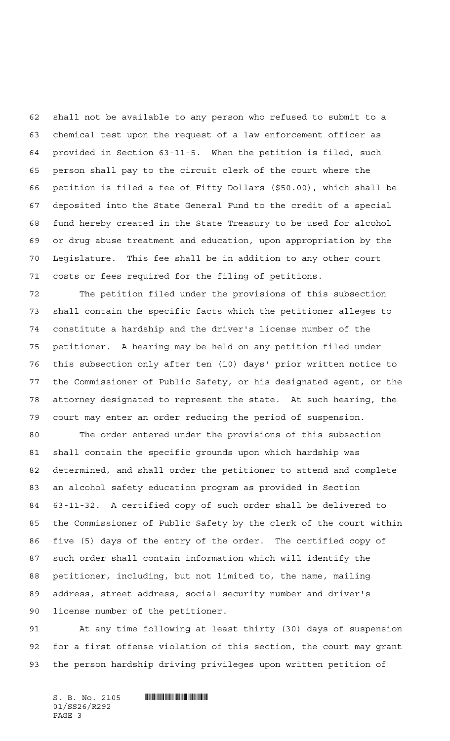shall not be available to any person who refused to submit to a chemical test upon the request of a law enforcement officer as provided in Section 63-11-5. When the petition is filed, such person shall pay to the circuit clerk of the court where the petition is filed a fee of Fifty Dollars ($50.00), which shall be deposited into the State General Fund to the credit of a special fund hereby created in the State Treasury to be used for alcohol or drug abuse treatment and education, upon appropriation by the Legislature. This fee shall be in addition to any other court costs or fees required for the filing of petitions.

The petition filed under the provisions of this subsection shall contain the specific facts which the petitioner alleges to constitute a hardship and the driver's license number of the petitioner. A hearing may be held on any petition filed under this subsection only after ten (10) days' prior written notice to the Commissioner of Public Safety, or his designated agent, or the attorney designated to represent the state. At such hearing, the court may enter an order reducing the period of suspension.

The order entered under the provisions of this subsection shall contain the specific grounds upon which hardship was determined, and shall order the petitioner to attend and complete an alcohol safety education program as provided in Section 63-11-32. A certified copy of such order shall be delivered to the Commissioner of Public Safety by the clerk of the court within five (5) days of the entry of the order. The certified copy of such order shall contain information which will identify the petitioner, including, but not limited to, the name, mailing address, street address, social security number and driver's license number of the petitioner.

At any time following at least thirty (30) days of suspension for a first offense violation of this section, the court may grant the person hardship driving privileges upon written petition of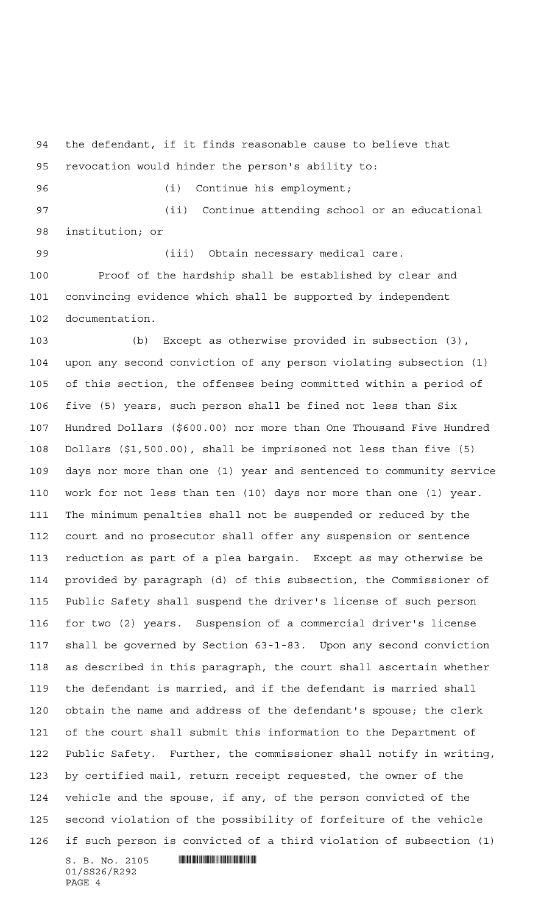the defendant, if it finds reasonable cause to believe that revocation would hinder the person's ability to:

(i) Continue his employment;

(ii) Continue attending school or an educational institution; or

(iii) Obtain necessary medical care.

Proof of the hardship shall be established by clear and convincing evidence which shall be supported by independent documentation.

(b) Except as otherwise provided in subsection (3), upon any second conviction of any person violating subsection (1) of this section, the offenses being committed within a period of five (5) years, such person shall be fined not less than Six Hundred Dollars ($600.00) nor more than One Thousand Five Hundred Dollars ($1,500.00), shall be imprisoned not less than five (5) days nor more than one (1) year and sentenced to community service work for not less than ten (10) days nor more than one (1) year. The minimum penalties shall not be suspended or reduced by the court and no prosecutor shall offer any suspension or sentence reduction as part of a plea bargain. Except as may otherwise be provided by paragraph (d) of this subsection, the Commissioner of Public Safety shall suspend the driver's license of such person for two (2) years. Suspension of a commercial driver's license shall be governed by Section 63-1-83. Upon any second conviction as described in this paragraph, the court shall ascertain whether the defendant is married, and if the defendant is married shall obtain the name and address of the defendant's spouse; the clerk of the court shall submit this information to the Department of Public Safety. Further, the commissioner shall notify in writing, by certified mail, return receipt requested, the owner of the vehicle and the spouse, if any, of the person convicted of the second violation of the possibility of forfeiture of the vehicle if such person is convicted of a third violation of subsection (1)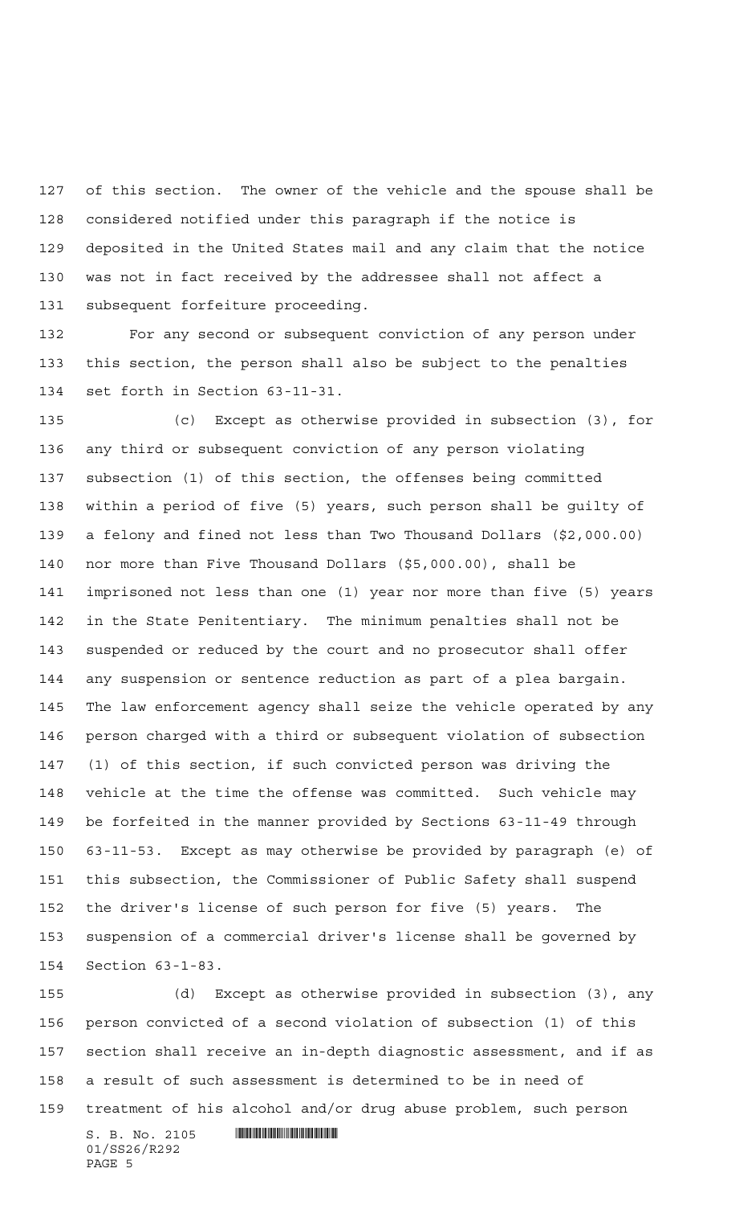of this section. The owner of the vehicle and the spouse shall be considered notified under this paragraph if the notice is deposited in the United States mail and any claim that the notice was not in fact received by the addressee shall not affect a subsequent forfeiture proceeding.

For any second or subsequent conviction of any person under this section, the person shall also be subject to the penalties set forth in Section 63-11-31.

(c) Except as otherwise provided in subsection (3), for any third or subsequent conviction of any person violating subsection (1) of this section, the offenses being committed within a period of five (5) years, such person shall be guilty of a felony and fined not less than Two Thousand Dollars ($2,000.00) nor more than Five Thousand Dollars ($5,000.00), shall be imprisoned not less than one (1) year nor more than five (5) years in the State Penitentiary. The minimum penalties shall not be suspended or reduced by the court and no prosecutor shall offer any suspension or sentence reduction as part of a plea bargain. The law enforcement agency shall seize the vehicle operated by any person charged with a third or subsequent violation of subsection (1) of this section, if such convicted person was driving the vehicle at the time the offense was committed. Such vehicle may be forfeited in the manner provided by Sections 63-11-49 through 63-11-53. Except as may otherwise be provided by paragraph (e) of this subsection, the Commissioner of Public Safety shall suspend the driver's license of such person for five (5) years. The suspension of a commercial driver's license shall be governed by Section 63-1-83.

(d) Except as otherwise provided in subsection (3), any person convicted of a second violation of subsection (1) of this section shall receive an in-depth diagnostic assessment, and if as a result of such assessment is determined to be in need of treatment of his alcohol and/or drug abuse problem, such person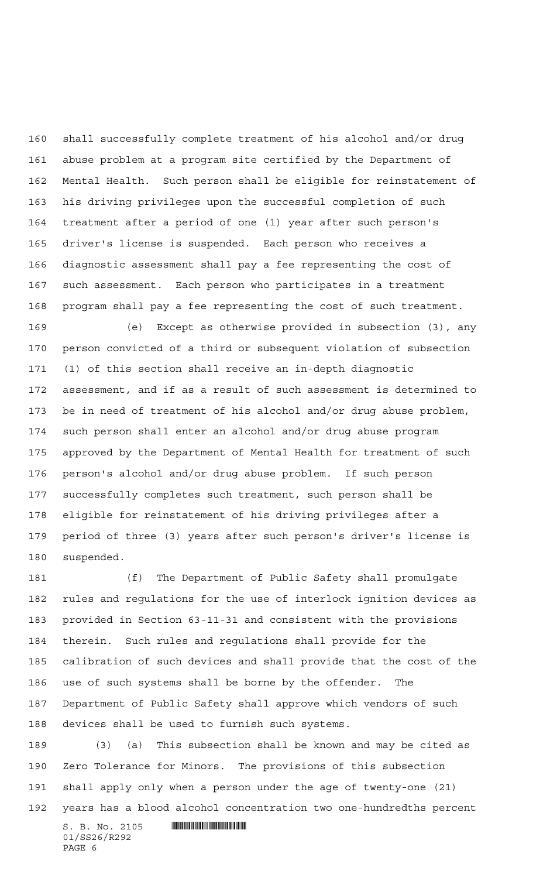shall successfully complete treatment of his alcohol and/or drug abuse problem at a program site certified by the Department of Mental Health. Such person shall be eligible for reinstatement of his driving privileges upon the successful completion of such treatment after a period of one (1) year after such person's driver's license is suspended. Each person who receives a diagnostic assessment shall pay a fee representing the cost of such assessment. Each person who participates in a treatment program shall pay a fee representing the cost of such treatment.

(e) Except as otherwise provided in subsection (3), any person convicted of a third or subsequent violation of subsection (1) of this section shall receive an in-depth diagnostic assessment, and if as a result of such assessment is determined to be in need of treatment of his alcohol and/or drug abuse problem, such person shall enter an alcohol and/or drug abuse program approved by the Department of Mental Health for treatment of such person's alcohol and/or drug abuse problem. If such person successfully completes such treatment, such person shall be eligible for reinstatement of his driving privileges after a period of three (3) years after such person's driver's license is suspended.

(f) The Department of Public Safety shall promulgate rules and regulations for the use of interlock ignition devices as provided in Section 63-11-31 and consistent with the provisions therein. Such rules and regulations shall provide for the calibration of such devices and shall provide that the cost of the use of such systems shall be borne by the offender. The Department of Public Safety shall approve which vendors of such devices shall be used to furnish such systems.

(3) (a) This subsection shall be known and may be cited as Zero Tolerance for Minors. The provisions of this subsection shall apply only when a person under the age of twenty-one (21) years has a blood alcohol concentration two one-hundredths percent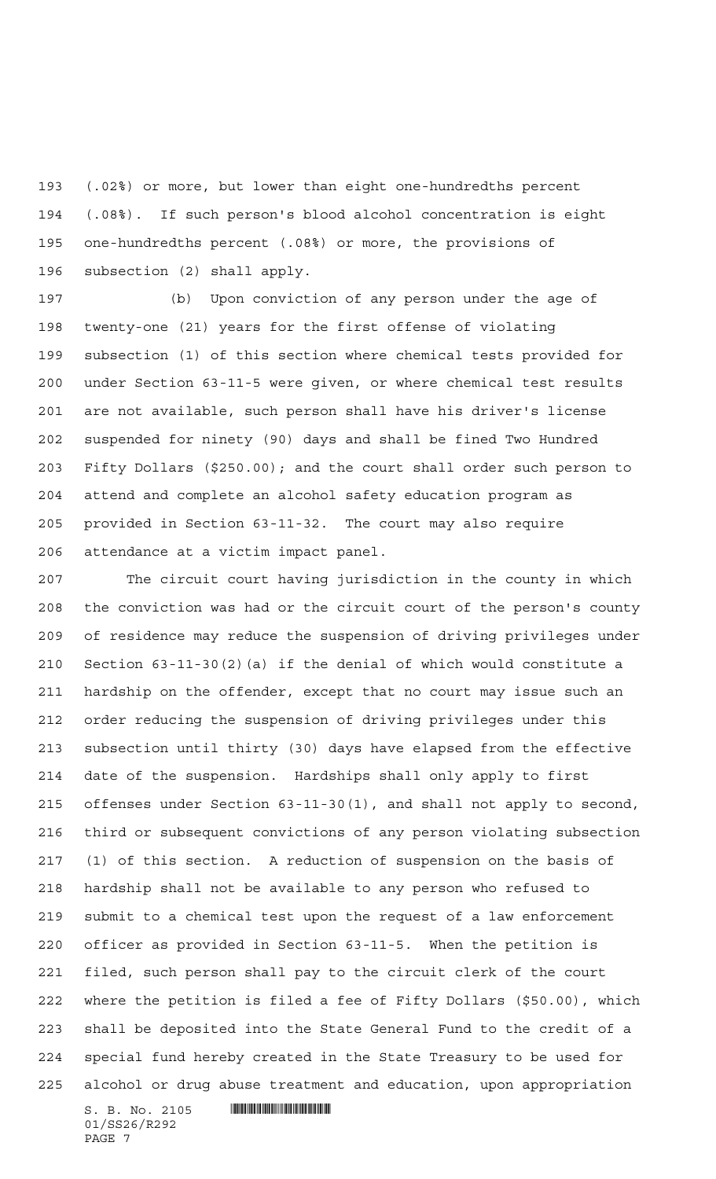(.02%) or more, but lower than eight one-hundredths percent (.08%). If such person's blood alcohol concentration is eight one-hundredths percent (.08%) or more, the provisions of subsection (2) shall apply.

(b) Upon conviction of any person under the age of twenty-one (21) years for the first offense of violating subsection (1) of this section where chemical tests provided for under Section 63-11-5 were given, or where chemical test results are not available, such person shall have his driver's license suspended for ninety (90) days and shall be fined Two Hundred Fifty Dollars ($250.00); and the court shall order such person to attend and complete an alcohol safety education program as provided in Section 63-11-32. The court may also require attendance at a victim impact panel.

The circuit court having jurisdiction in the county in which the conviction was had or the circuit court of the person's county of residence may reduce the suspension of driving privileges under Section 63-11-30(2)(a) if the denial of which would constitute a hardship on the offender, except that no court may issue such an order reducing the suspension of driving privileges under this subsection until thirty (30) days have elapsed from the effective date of the suspension. Hardships shall only apply to first offenses under Section 63-11-30(1), and shall not apply to second, third or subsequent convictions of any person violating subsection (1) of this section. A reduction of suspension on the basis of hardship shall not be available to any person who refused to submit to a chemical test upon the request of a law enforcement officer as provided in Section 63-11-5. When the petition is filed, such person shall pay to the circuit clerk of the court where the petition is filed a fee of Fifty Dollars ($50.00), which shall be deposited into the State General Fund to the credit of a special fund hereby created in the State Treasury to be used for alcohol or drug abuse treatment and education, upon appropriation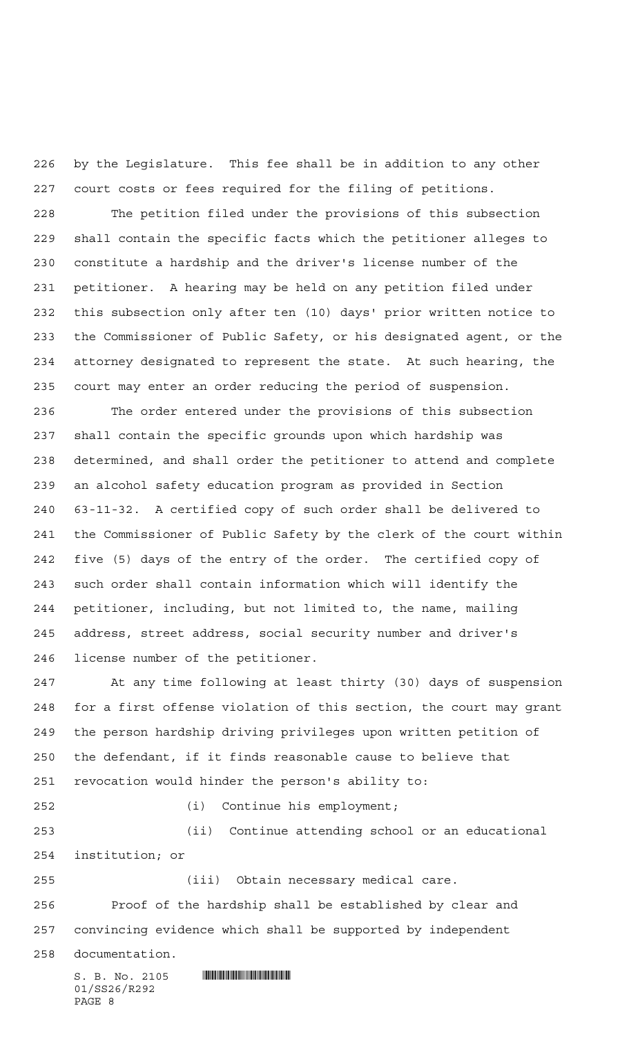by the Legislature. This fee shall be in addition to any other court costs or fees required for the filing of petitions.

The petition filed under the provisions of this subsection shall contain the specific facts which the petitioner alleges to constitute a hardship and the driver's license number of the petitioner. A hearing may be held on any petition filed under this subsection only after ten (10) days' prior written notice to the Commissioner of Public Safety, or his designated agent, or the attorney designated to represent the state. At such hearing, the court may enter an order reducing the period of suspension.

The order entered under the provisions of this subsection shall contain the specific grounds upon which hardship was determined, and shall order the petitioner to attend and complete an alcohol safety education program as provided in Section 63-11-32. A certified copy of such order shall be delivered to the Commissioner of Public Safety by the clerk of the court within five (5) days of the entry of the order. The certified copy of such order shall contain information which will identify the petitioner, including, but not limited to, the name, mailing address, street address, social security number and driver's license number of the petitioner.

At any time following at least thirty (30) days of suspension for a first offense violation of this section, the court may grant the person hardship driving privileges upon written petition of the defendant, if it finds reasonable cause to believe that revocation would hinder the person's ability to:

(i) Continue his employment;

(ii) Continue attending school or an educational institution; or

(iii) Obtain necessary medical care.

Proof of the hardship shall be established by clear and convincing evidence which shall be supported by independent documentation.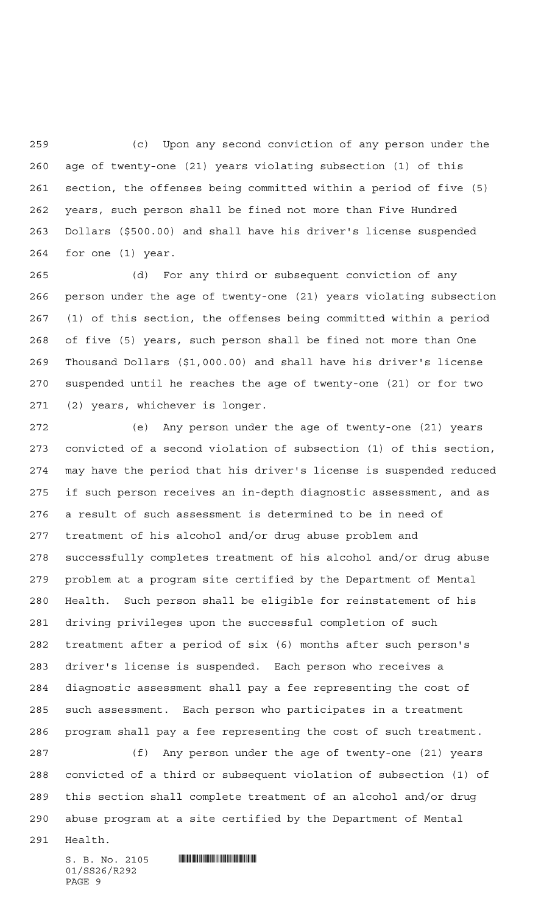(c) Upon any second conviction of any person under the age of twenty-one (21) years violating subsection (1) of this section, the offenses being committed within a period of five (5) years, such person shall be fined not more than Five Hundred Dollars ($500.00) and shall have his driver's license suspended for one (1) year.

(d) For any third or subsequent conviction of any person under the age of twenty-one (21) years violating subsection (1) of this section, the offenses being committed within a period of five (5) years, such person shall be fined not more than One Thousand Dollars ($1,000.00) and shall have his driver's license suspended until he reaches the age of twenty-one (21) or for two (2) years, whichever is longer.

(e) Any person under the age of twenty-one (21) years convicted of a second violation of subsection (1) of this section, may have the period that his driver's license is suspended reduced if such person receives an in-depth diagnostic assessment, and as a result of such assessment is determined to be in need of treatment of his alcohol and/or drug abuse problem and successfully completes treatment of his alcohol and/or drug abuse problem at a program site certified by the Department of Mental Health. Such person shall be eligible for reinstatement of his driving privileges upon the successful completion of such treatment after a period of six (6) months after such person's driver's license is suspended. Each person who receives a diagnostic assessment shall pay a fee representing the cost of such assessment. Each person who participates in a treatment program shall pay a fee representing the cost of such treatment.

(f) Any person under the age of twenty-one (21) years convicted of a third or subsequent violation of subsection (1) of this section shall complete treatment of an alcohol and/or drug abuse program at a site certified by the Department of Mental Health.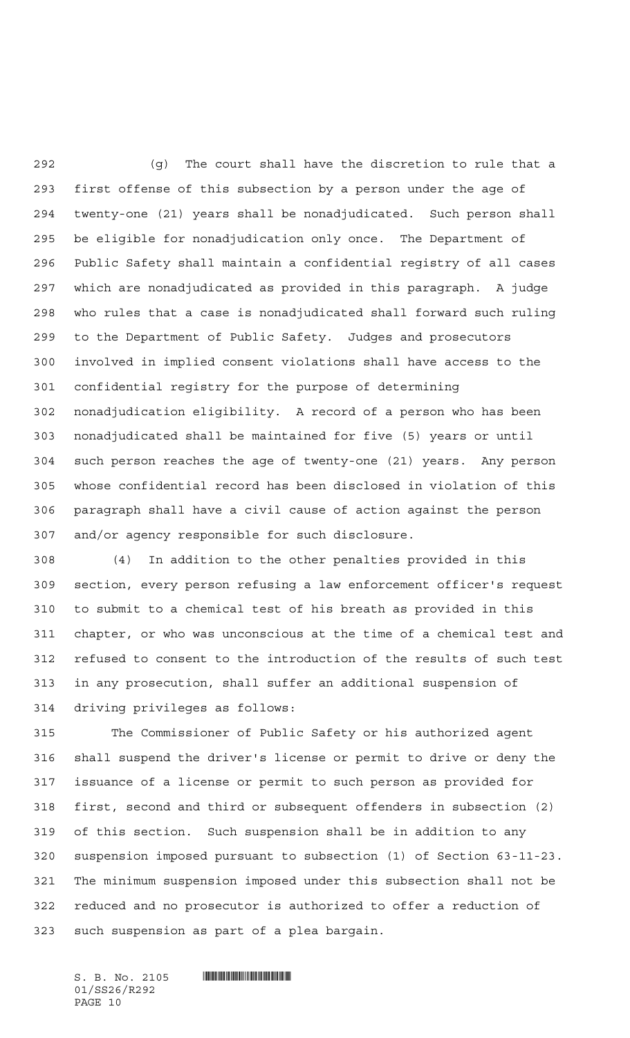(g) The court shall have the discretion to rule that a first offense of this subsection by a person under the age of twenty-one (21) years shall be nonadjudicated. Such person shall be eligible for nonadjudication only once. The Department of Public Safety shall maintain a confidential registry of all cases which are nonadjudicated as provided in this paragraph. A judge who rules that a case is nonadjudicated shall forward such ruling to the Department of Public Safety. Judges and prosecutors involved in implied consent violations shall have access to the confidential registry for the purpose of determining nonadjudication eligibility. A record of a person who has been nonadjudicated shall be maintained for five (5) years or until such person reaches the age of twenty-one (21) years. Any person whose confidential record has been disclosed in violation of this paragraph shall have a civil cause of action against the person and/or agency responsible for such disclosure.

(4) In addition to the other penalties provided in this section, every person refusing a law enforcement officer's request to submit to a chemical test of his breath as provided in this chapter, or who was unconscious at the time of a chemical test and refused to consent to the introduction of the results of such test in any prosecution, shall suffer an additional suspension of driving privileges as follows:

The Commissioner of Public Safety or his authorized agent shall suspend the driver's license or permit to drive or deny the issuance of a license or permit to such person as provided for first, second and third or subsequent offenders in subsection (2) of this section. Such suspension shall be in addition to any suspension imposed pursuant to subsection (1) of Section 63-11-23. The minimum suspension imposed under this subsection shall not be reduced and no prosecutor is authorized to offer a reduction of such suspension as part of a plea bargain.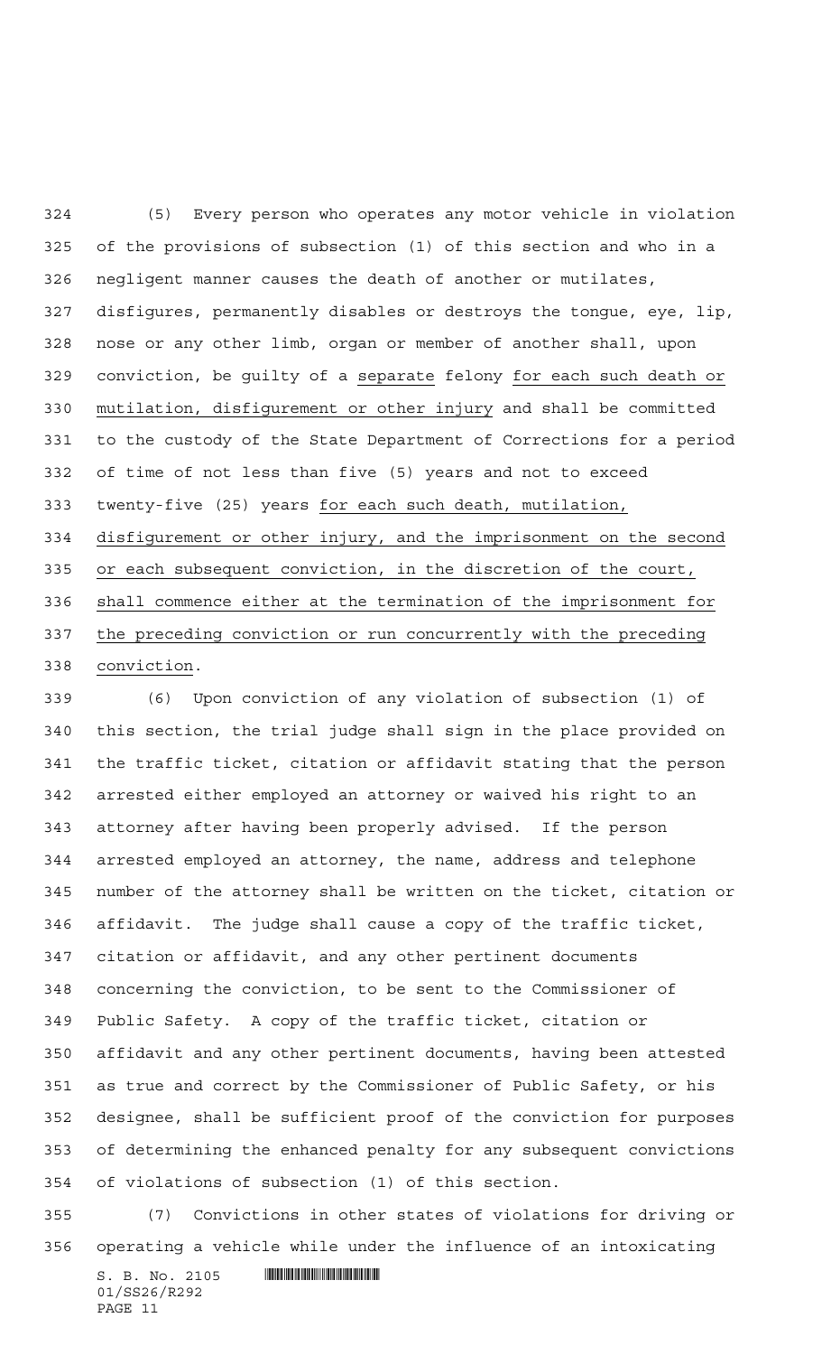(5) Every person who operates any motor vehicle in violation of the provisions of subsection (1) of this section and who in a negligent manner causes the death of another or mutilates, disfigures, permanently disables or destroys the tongue, eye, lip, nose or any other limb, organ or member of another shall, upon conviction, be guilty of a separate felony for each such death or mutilation, disfigurement or other injury and shall be committed to the custody of the State Department of Corrections for a period of time of not less than five (5) years and not to exceed twenty-five (25) years for each such death, mutilation, disfigurement or other injury, and the imprisonment on the second or each subsequent conviction, in the discretion of the court, shall commence either at the termination of the imprisonment for the preceding conviction or run concurrently with the preceding conviction.

(6) Upon conviction of any violation of subsection (1) of this section, the trial judge shall sign in the place provided on the traffic ticket, citation or affidavit stating that the person arrested either employed an attorney or waived his right to an attorney after having been properly advised. If the person arrested employed an attorney, the name, address and telephone number of the attorney shall be written on the ticket, citation or affidavit. The judge shall cause a copy of the traffic ticket, citation or affidavit, and any other pertinent documents concerning the conviction, to be sent to the Commissioner of Public Safety. A copy of the traffic ticket, citation or affidavit and any other pertinent documents, having been attested as true and correct by the Commissioner of Public Safety, or his designee, shall be sufficient proof of the conviction for purposes of determining the enhanced penalty for any subsequent convictions of violations of subsection (1) of this section.

(7) Convictions in other states of violations for driving or operating a vehicle while under the influence of an intoxicating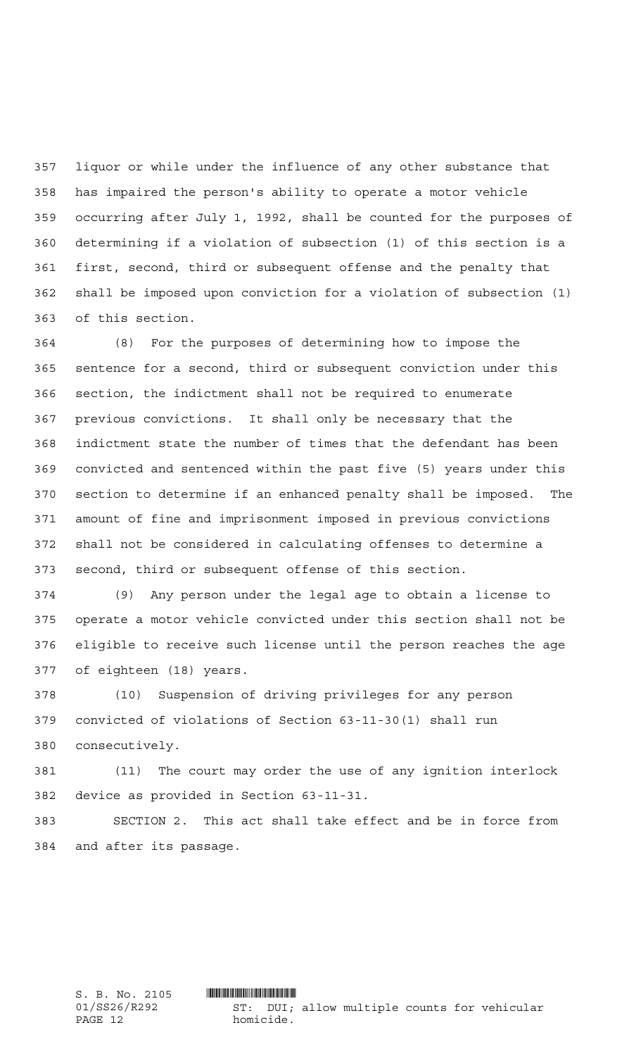liquor or while under the influence of any other substance that has impaired the person's ability to operate a motor vehicle occurring after July 1, 1992, shall be counted for the purposes of determining if a violation of subsection (1) of this section is a first, second, third or subsequent offense and the penalty that shall be imposed upon conviction for a violation of subsection (1) of this section.

(8) For the purposes of determining how to impose the sentence for a second, third or subsequent conviction under this section, the indictment shall not be required to enumerate previous convictions. It shall only be necessary that the indictment state the number of times that the defendant has been convicted and sentenced within the past five (5) years under this section to determine if an enhanced penalty shall be imposed. The amount of fine and imprisonment imposed in previous convictions shall not be considered in calculating offenses to determine a second, third or subsequent offense of this section.

(9) Any person under the legal age to obtain a license to operate a motor vehicle convicted under this section shall not be eligible to receive such license until the person reaches the age of eighteen (18) years.

(10) Suspension of driving privileges for any person convicted of violations of Section 63-11-30(1) shall run consecutively.

(11) The court may order the use of any ignition interlock device as provided in Section 63-11-31.

SECTION 2. This act shall take effect and be in force from and after its passage.